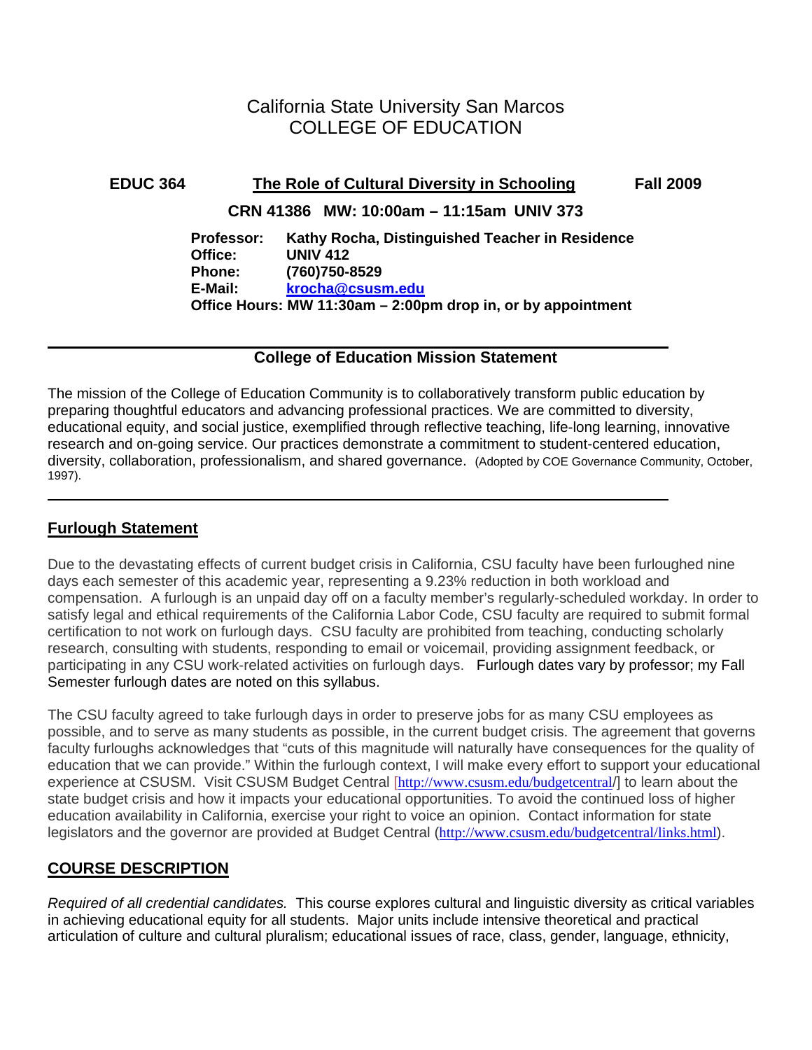# California State University San Marcos
# COLLEGE OF EDUCATION

**EDUC 364** **The Role of Cultural Diversity in Schooling** **Fall 2009**

**CRN 41386 MW: 10:00am – 11:15am UNIV 373**

**Professor:** **Kathy Rocha, Distinguished Teacher in Residence**
**Office:** **UNIV 412**
**Phone:** **(760)750-8529**
**E-Mail:** **krocha@csusm.edu**
**Office Hours: MW 11:30am – 2:00pm drop in, or by appointment**

---

## College of Education Mission Statement

The mission of the College of Education Community is to collaboratively transform public education by preparing thoughtful educators and advancing professional practices. We are committed to diversity, educational equity, and social justice, exemplified through reflective teaching, life-long learning, innovative research and on-going service. Our practices demonstrate a commitment to student-centered education, diversity, collaboration, professionalism, and shared governance. (Adopted by COE Governance Community, October, 1997).

---

## Furlough Statement

Due to the devastating effects of current budget crisis in California, CSU faculty have been furloughed nine days each semester of this academic year, representing a 9.23% reduction in both workload and compensation. A furlough is an unpaid day off on a faculty member's regularly-scheduled workday. In order to satisfy legal and ethical requirements of the California Labor Code, CSU faculty are required to submit formal certification to not work on furlough days. CSU faculty are prohibited from teaching, conducting scholarly research, consulting with students, responding to email or voicemail, providing assignment feedback, or participating in any CSU work-related activities on furlough days. Furlough dates vary by professor; my Fall Semester furlough dates are noted on this syllabus.

The CSU faculty agreed to take furlough days in order to preserve jobs for as many CSU employees as possible, and to serve as many students as possible, in the current budget crisis. The agreement that governs faculty furloughs acknowledges that "cuts of this magnitude will naturally have consequences for the quality of education that we can provide." Within the furlough context, I will make every effort to support your educational experience at CSUSM. Visit CSUSM Budget Central [http://www.csusm.edu/budgetcentral/] to learn about the state budget crisis and how it impacts your educational opportunities. To avoid the continued loss of higher education availability in California, exercise your right to voice an opinion. Contact information for state legislators and the governor are provided at Budget Central (http://www.csusm.edu/budgetcentral/links.html).

## COURSE DESCRIPTION

*Required of all credential candidates.* This course explores cultural and linguistic diversity as critical variables in achieving educational equity for all students. Major units include intensive theoretical and practical articulation of culture and cultural pluralism; educational issues of race, class, gender, language, ethnicity,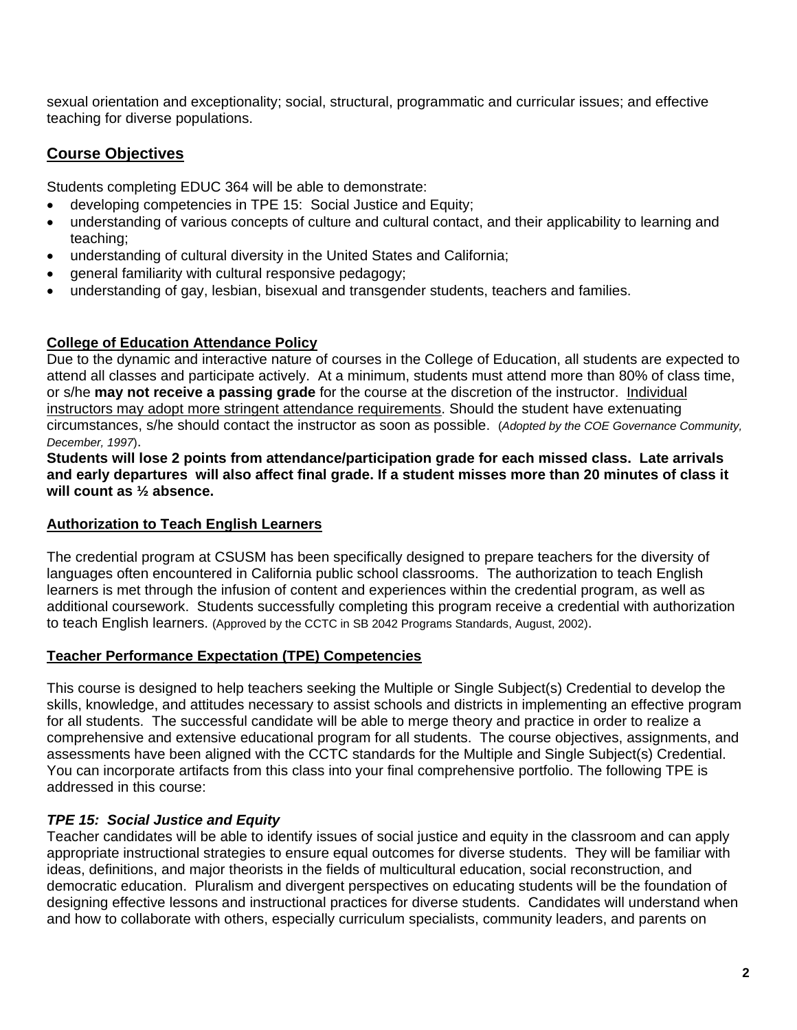sexual orientation and exceptionality; social, structural, programmatic and curricular issues; and effective teaching for diverse populations.

## Course Objectives

Students completing EDUC 364 will be able to demonstrate:

- developing competencies in TPE 15: Social Justice and Equity;
- understanding of various concepts of culture and cultural contact, and their applicability to learning and teaching;
- understanding of cultural diversity in the United States and California;
- general familiarity with cultural responsive pedagogy;
- understanding of gay, lesbian, bisexual and transgender students, teachers and families.

### College of Education Attendance Policy

Due to the dynamic and interactive nature of courses in the College of Education, all students are expected to attend all classes and participate actively. At a minimum, students must attend more than 80% of class time, or s/he **may not receive a passing grade** for the course at the discretion of the instructor. Individual instructors may adopt more stringent attendance requirements. Should the student have extenuating circumstances, s/he should contact the instructor as soon as possible. (*Adopted by the COE Governance Community, December, 1997*).

**Students will lose 2 points from attendance/participation grade for each missed class. Late arrivals and early departures will also affect final grade. If a student misses more than 20 minutes of class it will count as ½ absence.**

### Authorization to Teach English Learners

The credential program at CSUSM has been specifically designed to prepare teachers for the diversity of languages often encountered in California public school classrooms. The authorization to teach English learners is met through the infusion of content and experiences within the credential program, as well as additional coursework. Students successfully completing this program receive a credential with authorization to teach English learners. (Approved by the CCTC in SB 2042 Programs Standards, August, 2002).

### Teacher Performance Expectation (TPE) Competencies

This course is designed to help teachers seeking the Multiple or Single Subject(s) Credential to develop the skills, knowledge, and attitudes necessary to assist schools and districts in implementing an effective program for all students. The successful candidate will be able to merge theory and practice in order to realize a comprehensive and extensive educational program for all students. The course objectives, assignments, and assessments have been aligned with the CCTC standards for the Multiple and Single Subject(s) Credential. You can incorporate artifacts from this class into your final comprehensive portfolio. The following TPE is addressed in this course:

#### *TPE 15: Social Justice and Equity*

Teacher candidates will be able to identify issues of social justice and equity in the classroom and can apply appropriate instructional strategies to ensure equal outcomes for diverse students. They will be familiar with ideas, definitions, and major theorists in the fields of multicultural education, social reconstruction, and democratic education. Pluralism and divergent perspectives on educating students will be the foundation of designing effective lessons and instructional practices for diverse students. Candidates will understand when and how to collaborate with others, especially curriculum specialists, community leaders, and parents on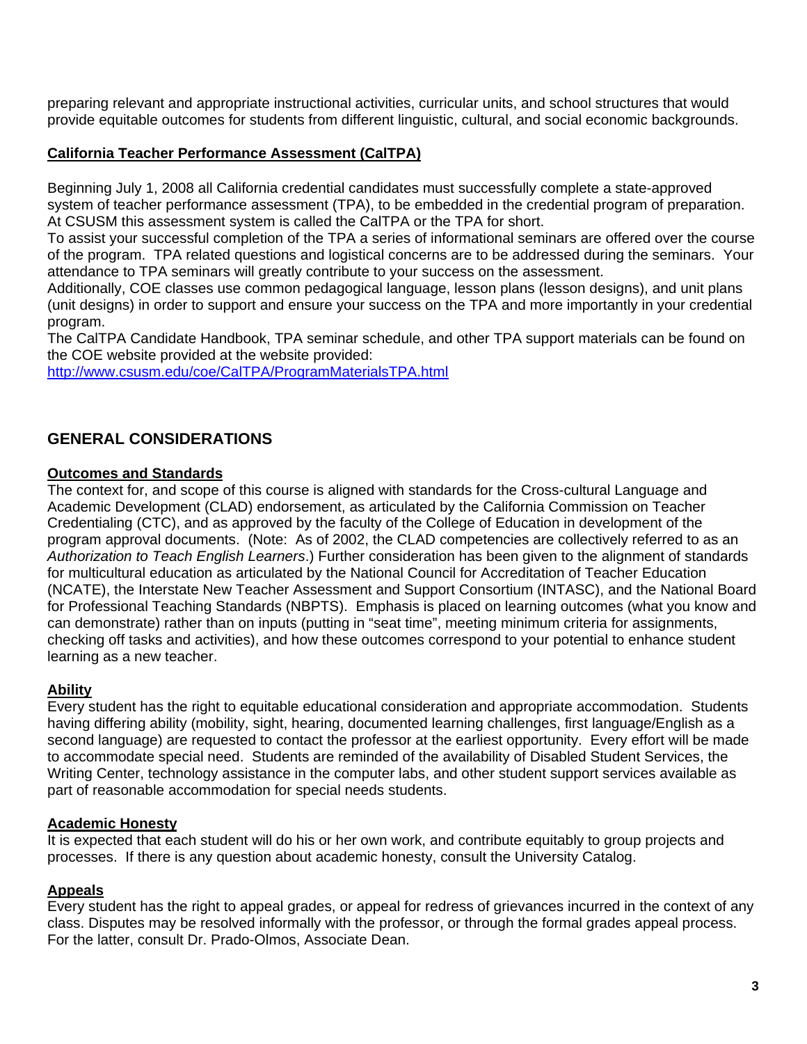preparing relevant and appropriate instructional activities, curricular units, and school structures that would provide equitable outcomes for students from different linguistic, cultural, and social economic backgrounds.

### California Teacher Performance Assessment (CalTPA)

Beginning July 1, 2008 all California credential candidates must successfully complete a state-approved system of teacher performance assessment (TPA), to be embedded in the credential program of preparation. At CSUSM this assessment system is called the CalTPA or the TPA for short.

To assist your successful completion of the TPA a series of informational seminars are offered over the course of the program. TPA related questions and logistical concerns are to be addressed during the seminars. Your attendance to TPA seminars will greatly contribute to your success on the assessment.

Additionally, COE classes use common pedagogical language, lesson plans (lesson designs), and unit plans (unit designs) in order to support and ensure your success on the TPA and more importantly in your credential program.

The CalTPA Candidate Handbook, TPA seminar schedule, and other TPA support materials can be found on the COE website provided at the website provided:
http://www.csusm.edu/coe/CalTPA/ProgramMaterialsTPA.html

## GENERAL CONSIDERATIONS

### Outcomes and Standards

The context for, and scope of this course is aligned with standards for the Cross-cultural Language and Academic Development (CLAD) endorsement, as articulated by the California Commission on Teacher Credentialing (CTC), and as approved by the faculty of the College of Education in development of the program approval documents. (Note: As of 2002, the CLAD competencies are collectively referred to as an *Authorization to Teach English Learners*.) Further consideration has been given to the alignment of standards for multicultural education as articulated by the National Council for Accreditation of Teacher Education (NCATE), the Interstate New Teacher Assessment and Support Consortium (INTASC), and the National Board for Professional Teaching Standards (NBPTS). Emphasis is placed on learning outcomes (what you know and can demonstrate) rather than on inputs (putting in "seat time", meeting minimum criteria for assignments, checking off tasks and activities), and how these outcomes correspond to your potential to enhance student learning as a new teacher.

### Ability

Every student has the right to equitable educational consideration and appropriate accommodation. Students having differing ability (mobility, sight, hearing, documented learning challenges, first language/English as a second language) are requested to contact the professor at the earliest opportunity. Every effort will be made to accommodate special need. Students are reminded of the availability of Disabled Student Services, the Writing Center, technology assistance in the computer labs, and other student support services available as part of reasonable accommodation for special needs students.

### Academic Honesty

It is expected that each student will do his or her own work, and contribute equitably to group projects and processes. If there is any question about academic honesty, consult the University Catalog.

### Appeals

Every student has the right to appeal grades, or appeal for redress of grievances incurred in the context of any class. Disputes may be resolved informally with the professor, or through the formal grades appeal process. For the latter, consult Dr. Prado-Olmos, Associate Dean.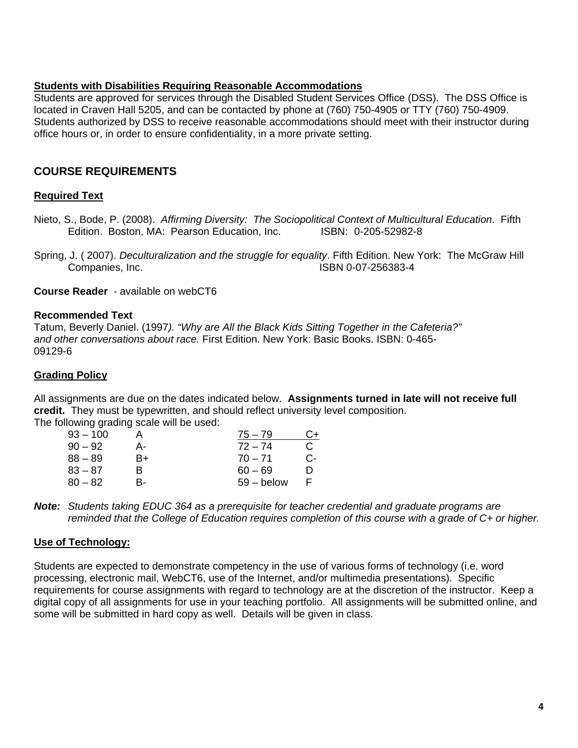**Students with Disabilities Requiring Reasonable Accommodations**

Students are approved for services through the Disabled Student Services Office (DSS). The DSS Office is located in Craven Hall 5205, and can be contacted by phone at (760) 750-4905 or TTY (760) 750-4909. Students authorized by DSS to receive reasonable accommodations should meet with their instructor during office hours or, in order to ensure confidentiality, in a more private setting.

## COURSE REQUIREMENTS

**Required Text**

Nieto, S., Bode, P. (2008). *Affirming Diversity: The Sociopolitical Context of Multicultural Education*. Fifth Edition. Boston, MA: Pearson Education, Inc. ISBN: 0-205-52982-8

Spring, J. ( 2007). *Deculturalization and the struggle for equality*. Fifth Edition. New York: The McGraw Hill Companies, Inc. ISBN 0-07-256383-4

**Course Reader** - available on webCT6

**Recommended Text**

Tatum, Beverly Daniel. (1997). *"Why are All the Black Kids Sitting Together in the Cafeteria?" and other conversations about race.* First Edition. New York: Basic Books. ISBN: 0-465-09129-6

**Grading Policy**

All assignments are due on the dates indicated below. **Assignments turned in late will not receive full credit.** They must be typewritten, and should reflect university level composition.
The following grading scale will be used:

| Range | Grade | Range | Grade |
|---|---|---|---|
| 93 – 100 | A | 75 – 79 | C+ |
| 90 – 92 | A- | 72 – 74 | C |
| 88 – 89 | B+ | 70 – 71 | C- |
| 83 – 87 | B | 60 – 69 | D |
| 80 – 82 | B- | 59 – below | F |

***Note:*** *Students taking EDUC 364 as a prerequisite for teacher credential and graduate programs are reminded that the College of Education requires completion of this course with a grade of C+ or higher.*

**Use of Technology:**

Students are expected to demonstrate competency in the use of various forms of technology (i.e. word processing, electronic mail, WebCT6, use of the Internet, and/or multimedia presentations). Specific requirements for course assignments with regard to technology are at the discretion of the instructor. Keep a digital copy of all assignments for use in your teaching portfolio. All assignments will be submitted online, and some will be submitted in hard copy as well. Details will be given in class.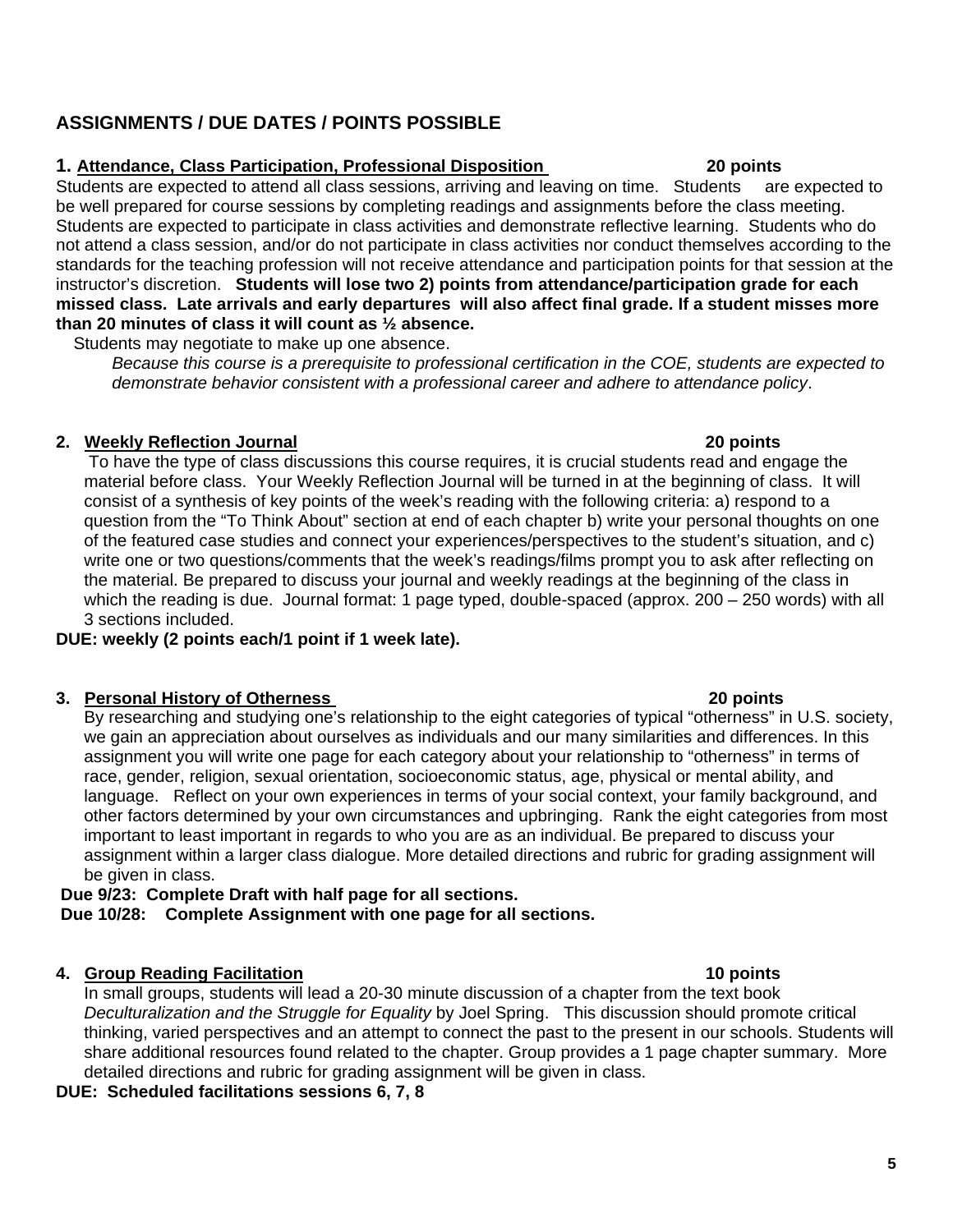## ASSIGNMENTS / DUE DATES / POINTS POSSIBLE

### 1. Attendance, Class Participation, Professional Disposition — 20 points

Students are expected to attend all class sessions, arriving and leaving on time. Students are expected to be well prepared for course sessions by completing readings and assignments before the class meeting. Students are expected to participate in class activities and demonstrate reflective learning. Students who do not attend a class session, and/or do not participate in class activities nor conduct themselves according to the standards for the teaching profession will not receive attendance and participation points for that session at the instructor's discretion. **Students will lose two 2) points from attendance/participation grade for each missed class. Late arrivals and early departures will also affect final grade. If a student misses more than 20 minutes of class it will count as ½ absence.**

Students may negotiate to make up one absence.

*Because this course is a prerequisite to professional certification in the COE, students are expected to demonstrate behavior consistent with a professional career and adhere to attendance policy*.

### 2. Weekly Reflection Journal — 20 points

To have the type of class discussions this course requires, it is crucial students read and engage the material before class. Your Weekly Reflection Journal will be turned in at the beginning of class. It will consist of a synthesis of key points of the week's reading with the following criteria: a) respond to a question from the "To Think About" section at end of each chapter b) write your personal thoughts on one of the featured case studies and connect your experiences/perspectives to the student's situation, and c) write one or two questions/comments that the week's readings/films prompt you to ask after reflecting on the material. Be prepared to discuss your journal and weekly readings at the beginning of the class in which the reading is due. Journal format: 1 page typed, double-spaced (approx. 200 – 250 words) with all 3 sections included.

**DUE: weekly (2 points each/1 point if 1 week late).**

### 3. Personal History of Otherness — 20 points

By researching and studying one's relationship to the eight categories of typical "otherness" in U.S. society, we gain an appreciation about ourselves as individuals and our many similarities and differences. In this assignment you will write one page for each category about your relationship to "otherness" in terms of race, gender, religion, sexual orientation, socioeconomic status, age, physical or mental ability, and language. Reflect on your own experiences in terms of your social context, your family background, and other factors determined by your own circumstances and upbringing. Rank the eight categories from most important to least important in regards to who you are as an individual. Be prepared to discuss your assignment within a larger class dialogue. More detailed directions and rubric for grading assignment will be given in class.

**Due 9/23: Complete Draft with half page for all sections.**
**Due 10/28: Complete Assignment with one page for all sections.**

### 4. Group Reading Facilitation — 10 points

In small groups, students will lead a 20-30 minute discussion of a chapter from the text book *Deculturalization and the Struggle for Equality* by Joel Spring. This discussion should promote critical thinking, varied perspectives and an attempt to connect the past to the present in our schools. Students will share additional resources found related to the chapter. Group provides a 1 page chapter summary. More detailed directions and rubric for grading assignment will be given in class.

**DUE: Scheduled facilitations sessions 6, 7, 8**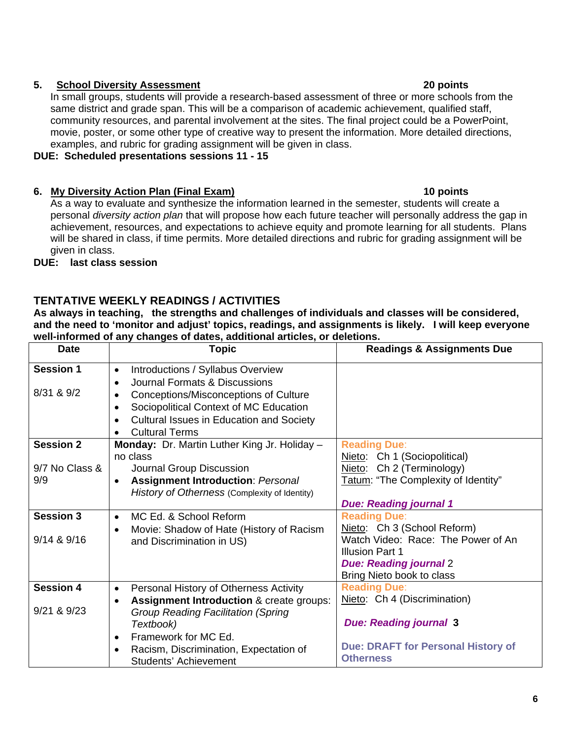5. **School Diversity Assessment** **20 points**

In small groups, students will provide a research-based assessment of three or more schools from the same district and grade span. This will be a comparison of academic achievement, qualified staff, community resources, and parental involvement at the sites. The final project could be a PowerPoint, movie, poster, or some other type of creative way to present the information. More detailed directions, examples, and rubric for grading assignment will be given in class.

**DUE: Scheduled presentations sessions 11 - 15**

6. **My Diversity Action Plan (Final Exam)** **10 points**

As a way to evaluate and synthesize the information learned in the semester, students will create a personal *diversity action plan* that will propose how each future teacher will personally address the gap in achievement, resources, and expectations to achieve equity and promote learning for all students. Plans will be shared in class, if time permits. More detailed directions and rubric for grading assignment will be given in class.

**DUE: last class session**

## TENTATIVE WEEKLY READINGS / ACTIVITIES

**As always in teaching, the strengths and challenges of individuals and classes will be considered, and the need to 'monitor and adjust' topics, readings, and assignments is likely. I will keep everyone well-informed of any changes of dates, additional articles, or deletions.**

| Date | Topic | Readings & Assignments Due |
|---|---|---|
| **Session 1**<br><br>8/31 & 9/2 | • Introductions / Syllabus Overview<br>• Journal Formats & Discussions<br>• Conceptions/Misconceptions of Culture<br>• Sociopolitical Context of MC Education<br>• Cultural Issues in Education and Society<br>• Cultural Terms | |
| **Session 2**<br><br>9/7 No Class & 9/9 | **Monday:** Dr. Martin Luther King Jr. Holiday – no class<br>Journal Group Discussion<br>• **Assignment Introduction**: *Personal History of Otherness* (Complexity of Identity) | **Reading Due:**<br>Nieto: Ch 1 (Sociopolitical)<br>Nieto: Ch 2 (Terminology)<br>Tatum: "The Complexity of Identity"<br><br>***Due: Reading journal 1*** |
| **Session 3**<br><br>9/14 & 9/16 | • MC Ed. & School Reform<br>• Movie: Shadow of Hate (History of Racism and Discrimination in US) | **Reading Due:**<br>Nieto: Ch 3 (School Reform)<br>Watch Video: Race: The Power of An Illusion Part 1<br>***Due: Reading journal*** 2<br>Bring Nieto book to class |
| **Session 4**<br><br>9/21 & 9/23 | • Personal History of Otherness Activity<br>• **Assignment Introduction** & create groups: *Group Reading Facilitation (Spring Textbook)*<br>• Framework for MC Ed.<br>• Racism, Discrimination, Expectation of Students' Achievement | **Reading Due:**<br>Nieto: Ch 4 (Discrimination)<br><br>***Due: Reading journal* 3**<br><br>**Due: DRAFT for Personal History of Otherness** |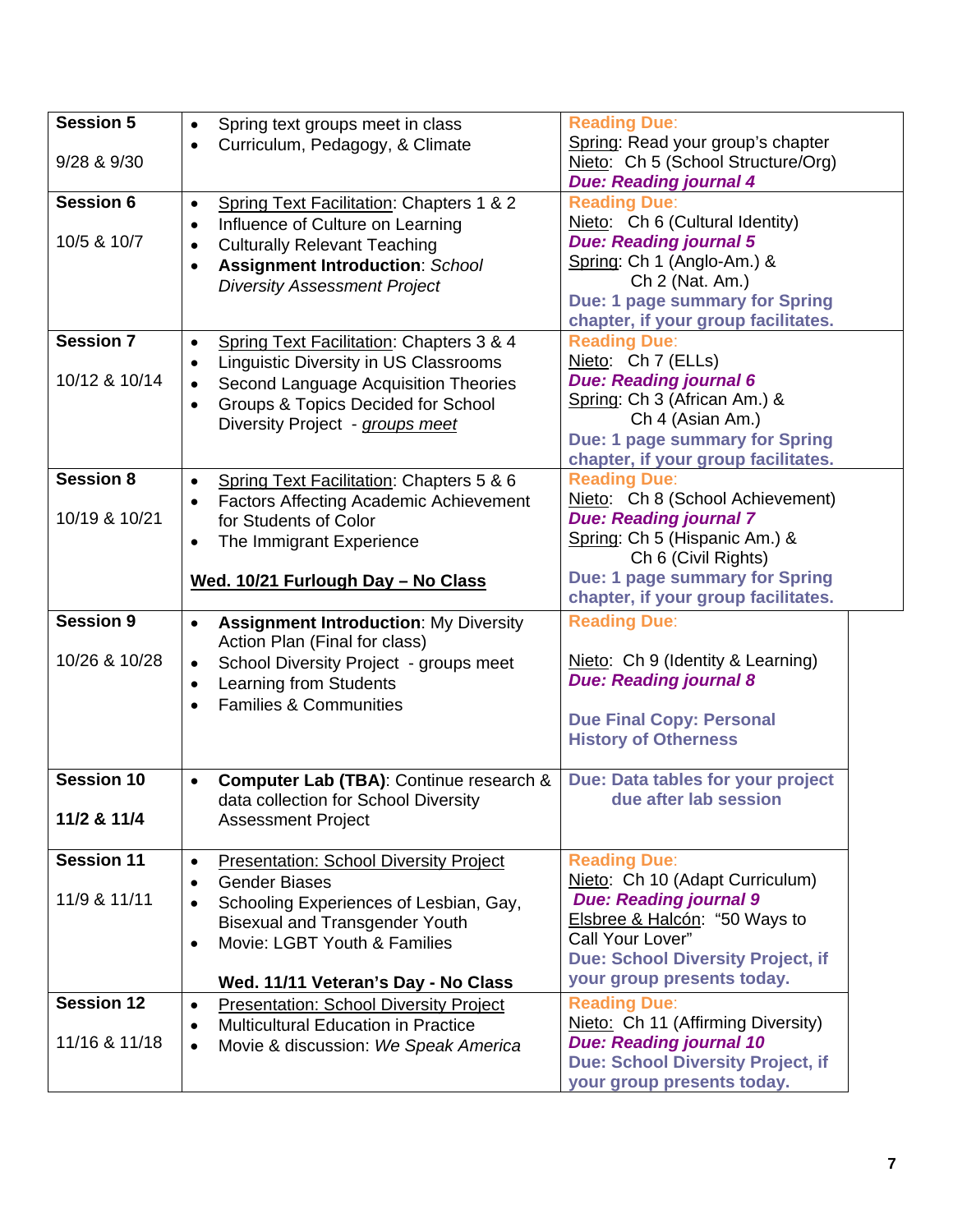| | | |
|---|---|---|
| **Session 5**<br><br>9/28 & 9/30 | • Spring text groups meet in class<br>• Curriculum, Pedagogy, & Climate | **Reading Due**:<br>Spring: Read your group's chapter<br>Nieto: Ch 5 (School Structure/Org)<br>***Due: Reading journal 4*** |
| **Session 6**<br><br>10/5 & 10/7 | • Spring Text Facilitation: Chapters 1 & 2<br>• Influence of Culture on Learning<br>• Culturally Relevant Teaching<br>• **Assignment Introduction**: *School Diversity Assessment Project* | **Reading Due**:<br>Nieto: Ch 6 (Cultural Identity)<br>***Due: Reading journal 5***<br>Spring: Ch 1 (Anglo-Am.) & Ch 2 (Nat. Am.)<br>**Due: 1 page summary for Spring chapter, if your group facilitates.** |
| **Session 7**<br><br>10/12 & 10/14 | • Spring Text Facilitation: Chapters 3 & 4<br>• Linguistic Diversity in US Classrooms<br>• Second Language Acquisition Theories<br>• Groups & Topics Decided for School Diversity Project - *groups meet* | **Reading Due**:<br>Nieto: Ch 7 (ELLs)<br>***Due: Reading journal 6***<br>Spring: Ch 3 (African Am.) & Ch 4 (Asian Am.)<br>**Due: 1 page summary for Spring chapter, if your group facilitates.** |
| **Session 8**<br><br>10/19 & 10/21 | • Spring Text Facilitation: Chapters 5 & 6<br>• Factors Affecting Academic Achievement for Students of Color<br>• The Immigrant Experience<br><br>**Wed. 10/21 Furlough Day – No Class** | **Reading Due**:<br>Nieto: Ch 8 (School Achievement)<br>***Due: Reading journal 7***<br>Spring: Ch 5 (Hispanic Am.) & Ch 6 (Civil Rights)<br>**Due: 1 page summary for Spring chapter, if your group facilitates.** |
| **Session 9**<br><br>10/26 & 10/28 | • **Assignment Introduction**: My Diversity Action Plan (Final for class)<br>• School Diversity Project - groups meet<br>• Learning from Students<br>• Families & Communities | **Reading Due**:<br><br>Nieto: Ch 9 (Identity & Learning)<br>***Due: Reading journal 8***<br><br>**Due Final Copy: Personal History of Otherness** |
| **Session 10**<br><br>**11/2 & 11/4** | • **Computer Lab (TBA)**: Continue research & data collection for School Diversity Assessment Project | **Due: Data tables for your project due after lab session** |
| **Session 11**<br><br>11/9 & 11/11 | • Presentation: School Diversity Project<br>• Gender Biases<br>• Schooling Experiences of Lesbian, Gay, Bisexual and Transgender Youth<br>• Movie: LGBT Youth & Families<br><br>**Wed. 11/11 Veteran's Day - No Class** | **Reading Due**:<br>Nieto: Ch 10 (Adapt Curriculum)<br>***Due: Reading journal 9***<br>Elsbree & Halcón: "50 Ways to Call Your Lover"<br>**Due: School Diversity Project, if your group presents today.** |
| **Session 12**<br><br>11/16 & 11/18 | • Presentation: School Diversity Project<br>• Multicultural Education in Practice<br>• Movie & discussion: *We Speak America* | **Reading Due**:<br>Nieto: Ch 11 (Affirming Diversity)<br>***Due: Reading journal 10***<br>**Due: School Diversity Project, if your group presents today.** |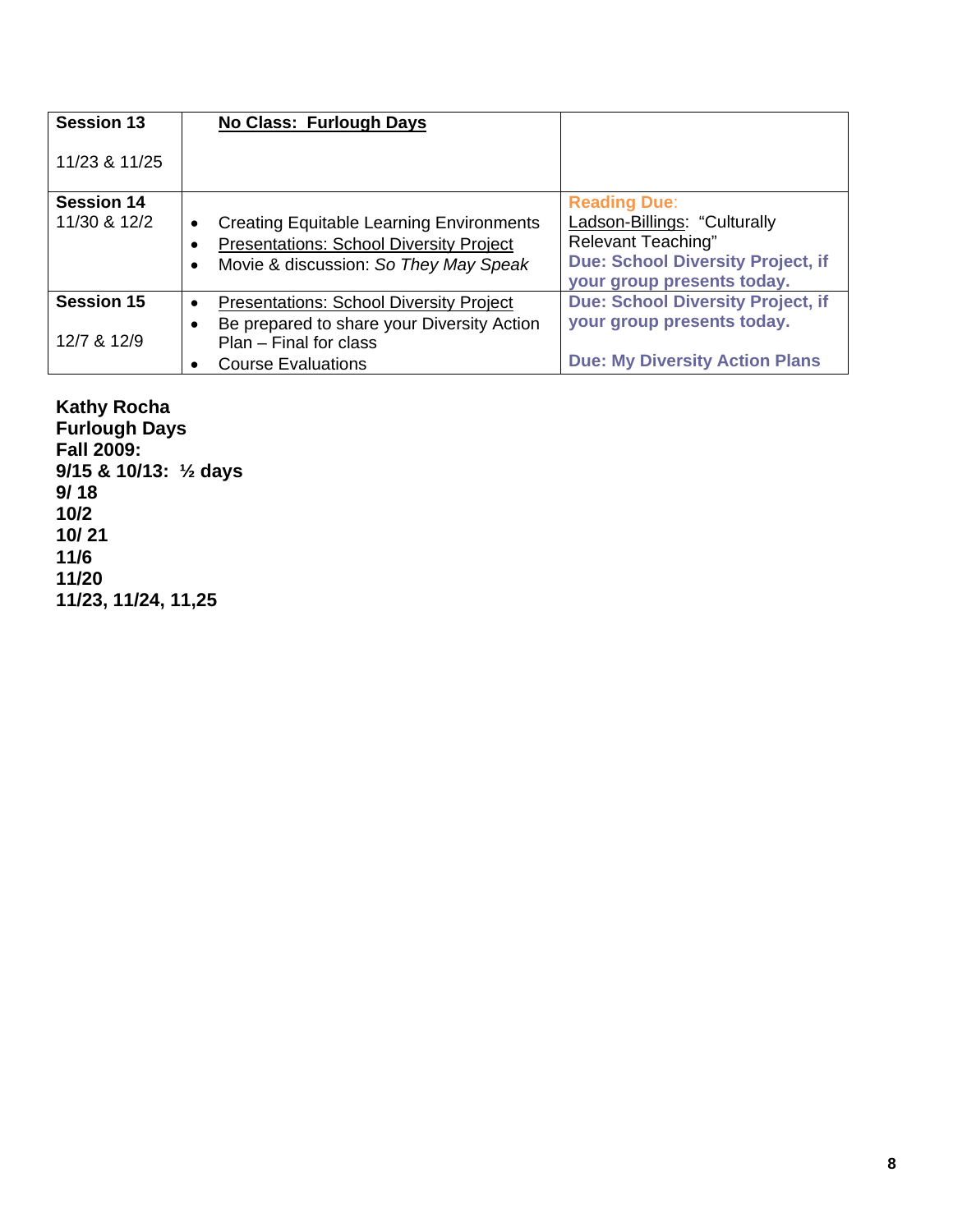| | | |
|---|---|---|
| **Session 13**<br><br>11/23 & 11/25 | **No Class: Furlough Days** | |
| **Session 14**<br>11/30 & 12/2 | • Creating Equitable Learning Environments<br>• Presentations: School Diversity Project<br>• Movie & discussion: *So They May Speak* | **Reading Due**:<br>Ladson-Billings: "Culturally Relevant Teaching"<br>**Due: School Diversity Project, if your group presents today.** |
| **Session 15**<br><br>12/7 & 12/9 | • Presentations: School Diversity Project<br>• Be prepared to share your Diversity Action Plan – Final for class<br>• Course Evaluations | **Due: School Diversity Project, if your group presents today.**<br><br>**Due: My Diversity Action Plans** |

**Kathy Rocha**
**Furlough Days**
**Fall 2009:**
**9/15 & 10/13: ½ days**
**9/ 18**
**10/2**
**10/ 21**
**11/6**
**11/20**
**11/23, 11/24, 11,25**